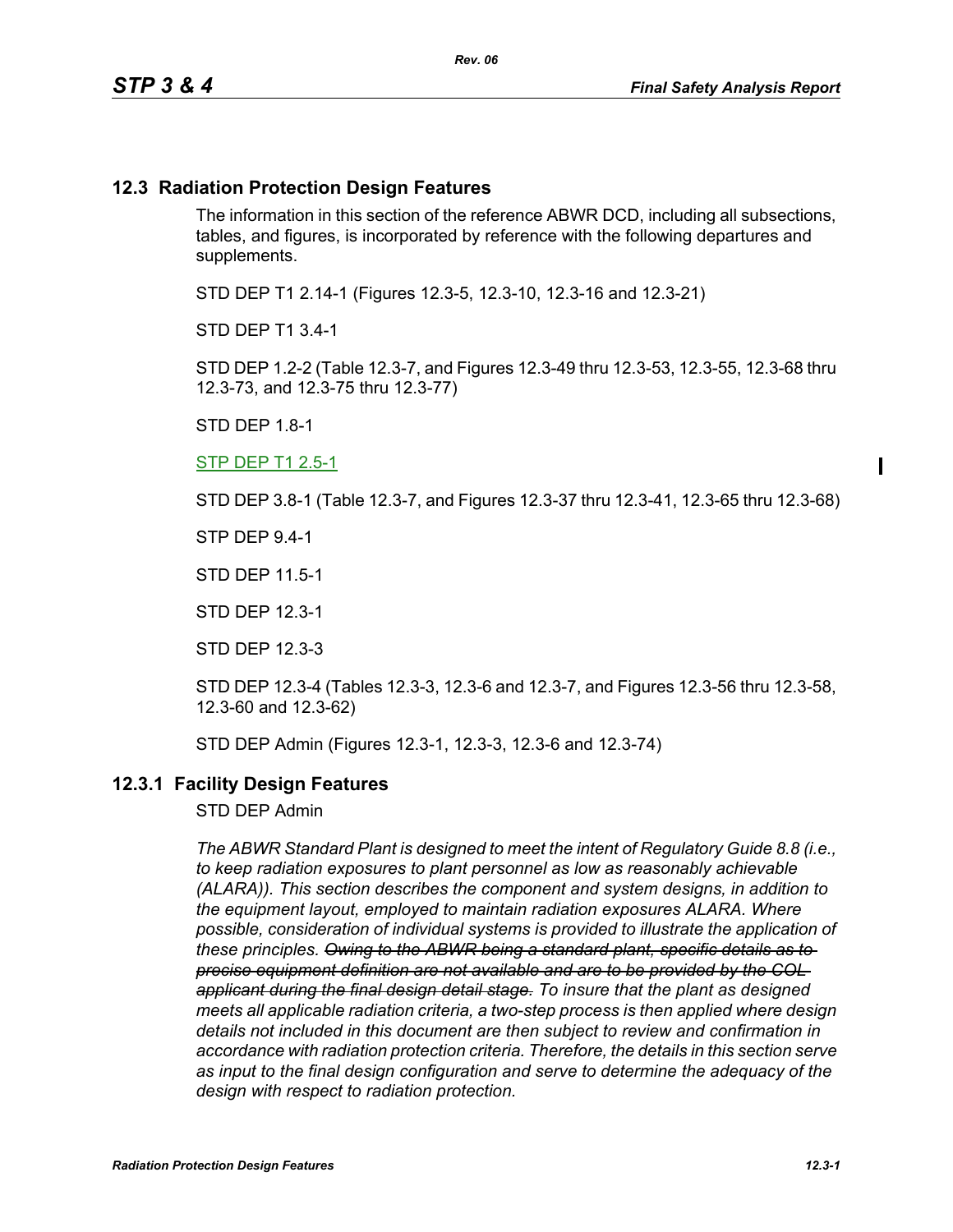## 12.3 Radiation Protection Design Features

The information in this section of the reference ABWR DCD, including all subsections, tables, and figures, is incorporated by reference with the following departures and supplements.

STD DEP T1 2.14-1 (Figures 12.3-5, 12.3-10, 12.3-16 and 12.3-21)

STD DEP T1 3.4-1

STD DEP 1.2-2 (Table 12.3-7, and Figures 12.3-49 thru 12.3-53, 12.3-55, 12.3-68 thru 12.3-73, and 12.3-75 thru 12.3-77)

STD DEP 1.8-1

STP DEP T1 2.5-1

STD DEP 3.8-1 (Table 12.3-7, and Figures 12.3-37 thru 12.3-41, 12.3-65 thru 12.3-68)

STP DEP 9.4-1

STD DEP 11.5-1

STD DEP 12.3-1

STD DEP 12.3-3

STD DEP 12.3-4 (Tables 12.3-3, 12.3-6 and 12.3-7, and Figures 12.3-56 thru 12.3-58, 12.3-60 and 12.3-62)

STD DEP Admin (Figures 12.3-1, 12.3-3, 12.3-6 and 12.3-74)

### 12.3.1 Facility Design Features

STD DEP Admin

*The ABWR Standard Plant is designed to meet the intent of Regulatory Guide 8.8 (i.e., to keep radiation exposures to plant personnel as low as reasonably achievable (ALARA)). This section describes the component and system designs, in addition to the equipment layout, employed to maintain radiation exposures ALARA. Where possible, consideration of individual systems is provided to illustrate the application of these principles.* ~~*Owing to the ABWR being a standard plant, specific details as to precise equipment definition are not available and are to be provided by the COL applicant during the final design detail stage.*~~ *To insure that the plant as designed meets all applicable radiation criteria, a two-step process is then applied where design details not included in this document are then subject to review and confirmation in accordance with radiation protection criteria. Therefore, the details in this section serve as input to the final design configuration and serve to determine the adequacy of the design with respect to radiation protection.*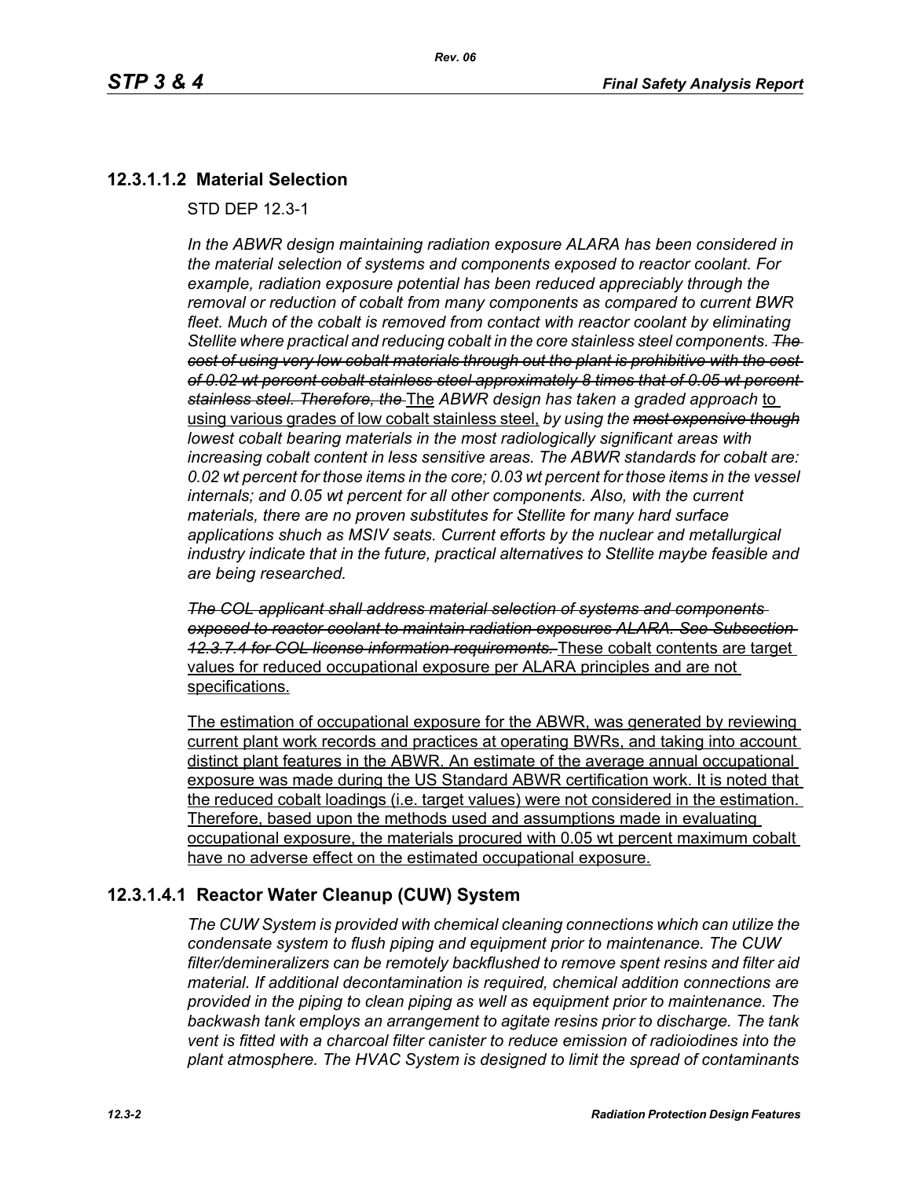## 12.3.1.1.2 Material Selection

STD DEP 12.3-1

*In the ABWR design maintaining radiation exposure ALARA has been considered in the material selection of systems and components exposed to reactor coolant. For example, radiation exposure potential has been reduced appreciably through the removal or reduction of cobalt from many components as compared to current BWR fleet. Much of the cobalt is removed from contact with reactor coolant by eliminating Stellite where practical and reducing cobalt in the core stainless steel components.* ~~*The cost of using very low cobalt materials through out the plant is prohibitive with the cost of 0.02 wt percent cobalt stainless steel approximately 8 times that of 0.05 wt percent stainless steel. Therefore, the*~~ The *ABWR design has taken a graded approach* to using various grades of low cobalt stainless steel, *by using the* ~~*most expensive though*~~ *lowest cobalt bearing materials in the most radiologically significant areas with increasing cobalt content in less sensitive areas. The ABWR standards for cobalt are: 0.02 wt percent for those items in the core; 0.03 wt percent for those items in the vessel internals; and 0.05 wt percent for all other components. Also, with the current materials, there are no proven substitutes for Stellite for many hard surface applications shuch as MSIV seats. Current efforts by the nuclear and metallurgical industry indicate that in the future, practical alternatives to Stellite maybe feasible and are being researched.*

~~*The COL applicant shall address material selection of systems and components exposed to reactor coolant to maintain radiation exposures ALARA. See Subsection 12.3.7.4 for COL license information requirements.*~~ These cobalt contents are target values for reduced occupational exposure per ALARA principles and are not specifications.

The estimation of occupational exposure for the ABWR, was generated by reviewing current plant work records and practices at operating BWRs, and taking into account distinct plant features in the ABWR. An estimate of the average annual occupational exposure was made during the US Standard ABWR certification work. It is noted that the reduced cobalt loadings (i.e. target values) were not considered in the estimation. Therefore, based upon the methods used and assumptions made in evaluating occupational exposure, the materials procured with 0.05 wt percent maximum cobalt have no adverse effect on the estimated occupational exposure.

## 12.3.1.4.1 Reactor Water Cleanup (CUW) System

*The CUW System is provided with chemical cleaning connections which can utilize the condensate system to flush piping and equipment prior to maintenance. The CUW filter/demineralizers can be remotely backflushed to remove spent resins and filter aid material. If additional decontamination is required, chemical addition connections are provided in the piping to clean piping as well as equipment prior to maintenance. The backwash tank employs an arrangement to agitate resins prior to discharge. The tank vent is fitted with a charcoal filter canister to reduce emission of radioiodines into the plant atmosphere. The HVAC System is designed to limit the spread of contaminants*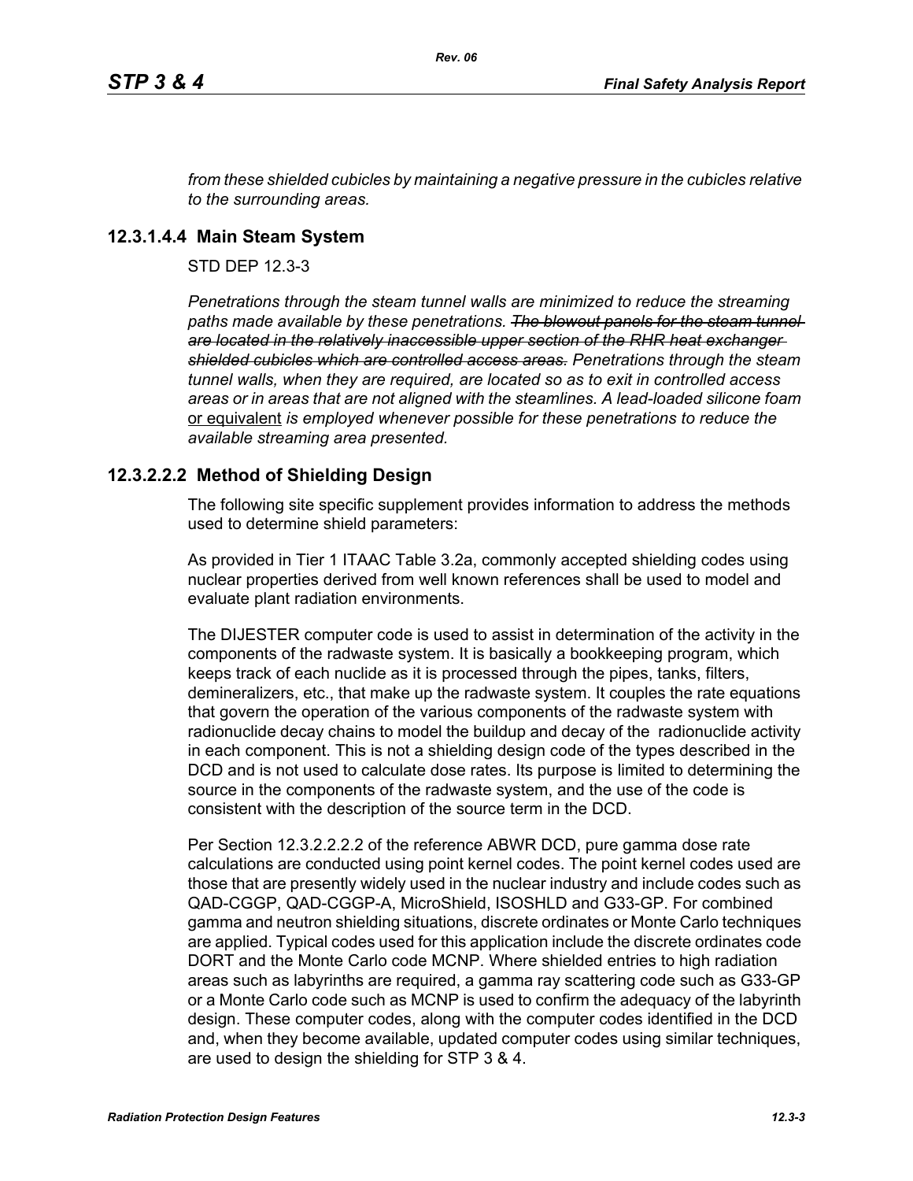*from these shielded cubicles by maintaining a negative pressure in the cubicles relative to the surrounding areas.*

### 12.3.1.4.4 Main Steam System

STD DEP 12.3-3

*Penetrations through the steam tunnel walls are minimized to reduce the streaming paths made available by these penetrations.* ~~*The blowout panels for the steam tunnel are located in the relatively inaccessible upper section of the RHR heat exchanger shielded cubicles which are controlled access areas.*~~ *Penetrations through the steam tunnel walls, when they are required, are located so as to exit in controlled access areas or in areas that are not aligned with the steamlines. A lead-loaded silicone foam* <u>or equivalent</u> *is employed whenever possible for these penetrations to reduce the available streaming area presented.*

### 12.3.2.2.2 Method of Shielding Design

The following site specific supplement provides information to address the methods used to determine shield parameters:

As provided in Tier 1 ITAAC Table 3.2a, commonly accepted shielding codes using nuclear properties derived from well known references shall be used to model and evaluate plant radiation environments.

The DIJESTER computer code is used to assist in determination of the activity in the components of the radwaste system. It is basically a bookkeeping program, which keeps track of each nuclide as it is processed through the pipes, tanks, filters, demineralizers, etc., that make up the radwaste system. It couples the rate equations that govern the operation of the various components of the radwaste system with radionuclide decay chains to model the buildup and decay of the radionuclide activity in each component. This is not a shielding design code of the types described in the DCD and is not used to calculate dose rates. Its purpose is limited to determining the source in the components of the radwaste system, and the use of the code is consistent with the description of the source term in the DCD.

Per Section 12.3.2.2.2.2 of the reference ABWR DCD, pure gamma dose rate calculations are conducted using point kernel codes. The point kernel codes used are those that are presently widely used in the nuclear industry and include codes such as QAD-CGGP, QAD-CGGP-A, MicroShield, ISOSHLD and G33-GP. For combined gamma and neutron shielding situations, discrete ordinates or Monte Carlo techniques are applied. Typical codes used for this application include the discrete ordinates code DORT and the Monte Carlo code MCNP. Where shielded entries to high radiation areas such as labyrinths are required, a gamma ray scattering code such as G33-GP or a Monte Carlo code such as MCNP is used to confirm the adequacy of the labyrinth design. These computer codes, along with the computer codes identified in the DCD and, when they become available, updated computer codes using similar techniques, are used to design the shielding for STP 3 & 4.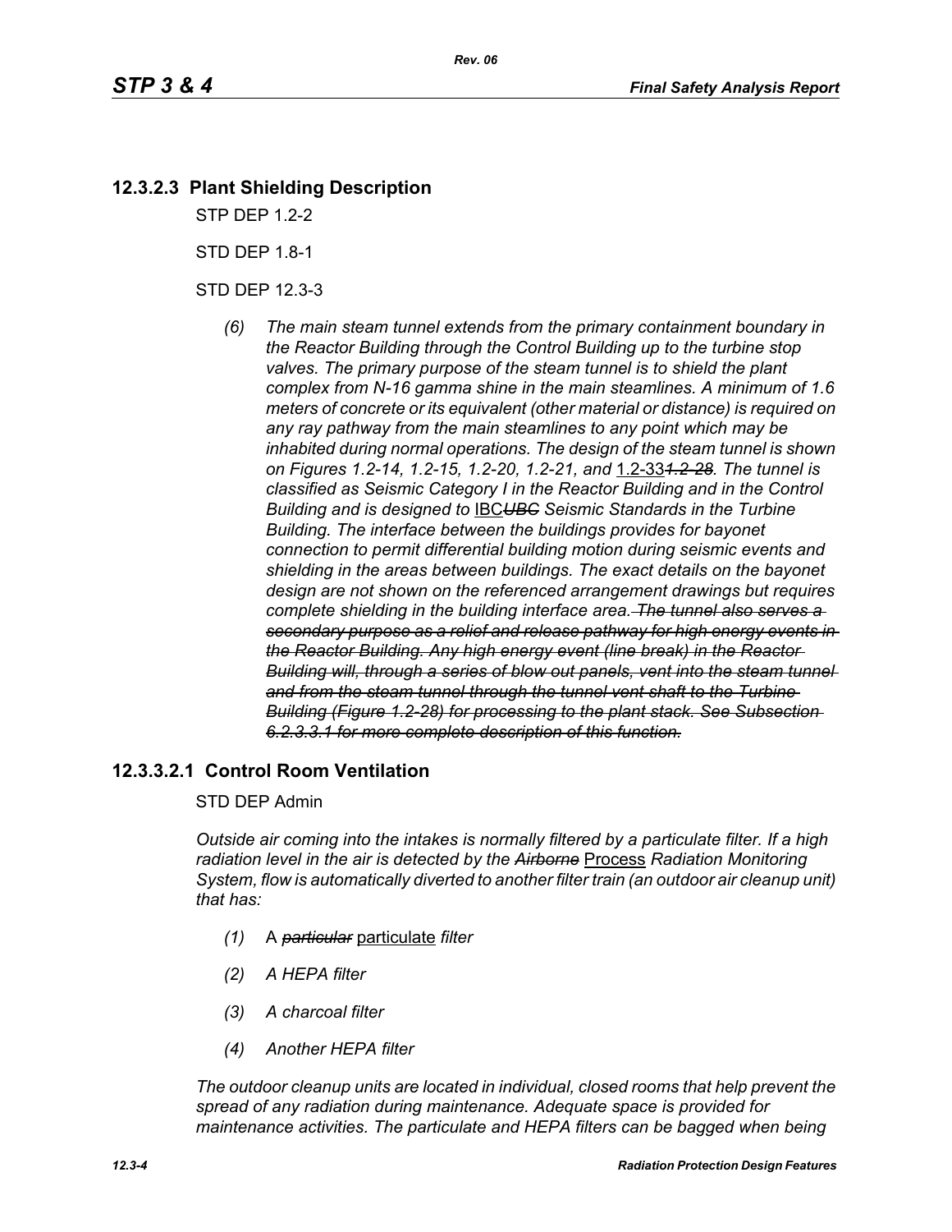## 12.3.2.3 Plant Shielding Description

STP DEP 1.2-2

STD DEP 1.8-1

STD DEP 12.3-3

*(6) The main steam tunnel extends from the primary containment boundary in the Reactor Building through the Control Building up to the turbine stop valves. The primary purpose of the steam tunnel is to shield the plant complex from N-16 gamma shine in the main steamlines. A minimum of 1.6 meters of concrete or its equivalent (other material or distance) is required on any ray pathway from the main steamlines to any point which may be inhabited during normal operations. The design of the steam tunnel is shown on Figures 1.2-14, 1.2-15, 1.2-20, 1.2-21, and* 1.2-33~~*1.2-28*~~*. The tunnel is classified as Seismic Category I in the Reactor Building and in the Control Building and is designed to* IBC~~*UBC*~~ *Seismic Standards in the Turbine Building. The interface between the buildings provides for bayonet connection to permit differential building motion during seismic events and shielding in the areas between buildings. The exact details on the bayonet design are not shown on the referenced arrangement drawings but requires complete shielding in the building interface area.*~~*The tunnel also serves a secondary purpose as a relief and release pathway for high energy events in the Reactor Building. Any high energy event (line break) in the Reactor Building will, through a series of blow out panels, vent into the steam tunnel and from the steam tunnel through the tunnel vent shaft to the Turbine Building (Figure 1.2-28) for processing to the plant stack. See Subsection 6.2.3.3.1 for more complete description of this function.*~~

## 12.3.3.2.1 Control Room Ventilation

STD DEP Admin

*Outside air coming into the intakes is normally filtered by a particulate filter. If a high radiation level in the air is detected by the* ~~*Airborne*~~ Process *Radiation Monitoring System, flow is automatically diverted to another filter train (an outdoor air cleanup unit) that has:*

*(1)* A ~~*particular*~~ particulate *filter*

*(2) A HEPA filter*

*(3) A charcoal filter*

*(4) Another HEPA filter*

*The outdoor cleanup units are located in individual, closed rooms that help prevent the spread of any radiation during maintenance. Adequate space is provided for maintenance activities. The particulate and HEPA filters can be bagged when being*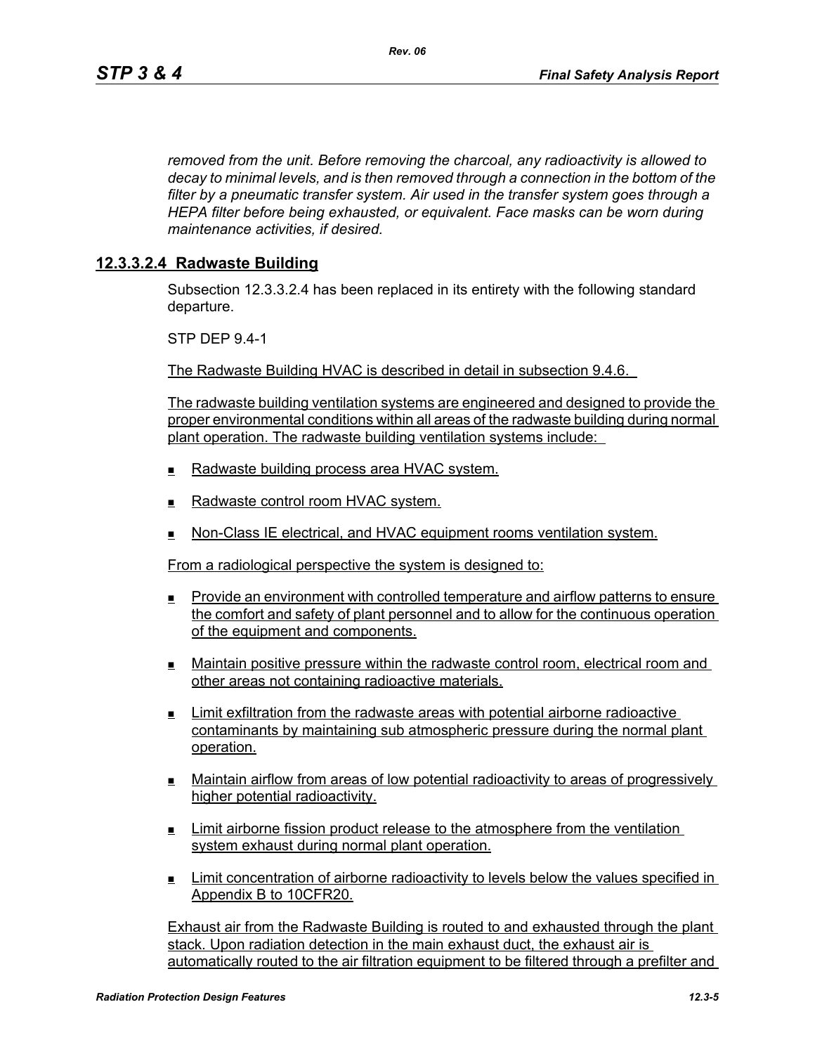*removed from the unit. Before removing the charcoal, any radioactivity is allowed to decay to minimal levels, and is then removed through a connection in the bottom of the filter by a pneumatic transfer system. Air used in the transfer system goes through a HEPA filter before being exhausted, or equivalent. Face masks can be worn during maintenance activities, if desired.*

## 12.3.3.2.4 Radwaste Building

Subsection 12.3.3.2.4 has been replaced in its entirety with the following standard departure.

STP DEP 9.4-1

The Radwaste Building HVAC is described in detail in subsection 9.4.6.

The radwaste building ventilation systems are engineered and designed to provide the proper environmental conditions within all areas of the radwaste building during normal plant operation. The radwaste building ventilation systems include:

- Radwaste building process area HVAC system.
- Radwaste control room HVAC system.
- Non-Class IE electrical, and HVAC equipment rooms ventilation system.

From a radiological perspective the system is designed to:

- Provide an environment with controlled temperature and airflow patterns to ensure the comfort and safety of plant personnel and to allow for the continuous operation of the equipment and components.
- Maintain positive pressure within the radwaste control room, electrical room and other areas not containing radioactive materials.
- Limit exfiltration from the radwaste areas with potential airborne radioactive contaminants by maintaining sub atmospheric pressure during the normal plant operation.
- Maintain airflow from areas of low potential radioactivity to areas of progressively higher potential radioactivity.
- Limit airborne fission product release to the atmosphere from the ventilation system exhaust during normal plant operation.
- Limit concentration of airborne radioactivity to levels below the values specified in Appendix B to 10CFR20.

Exhaust air from the Radwaste Building is routed to and exhausted through the plant stack. Upon radiation detection in the main exhaust duct, the exhaust air is automatically routed to the air filtration equipment to be filtered through a prefilter and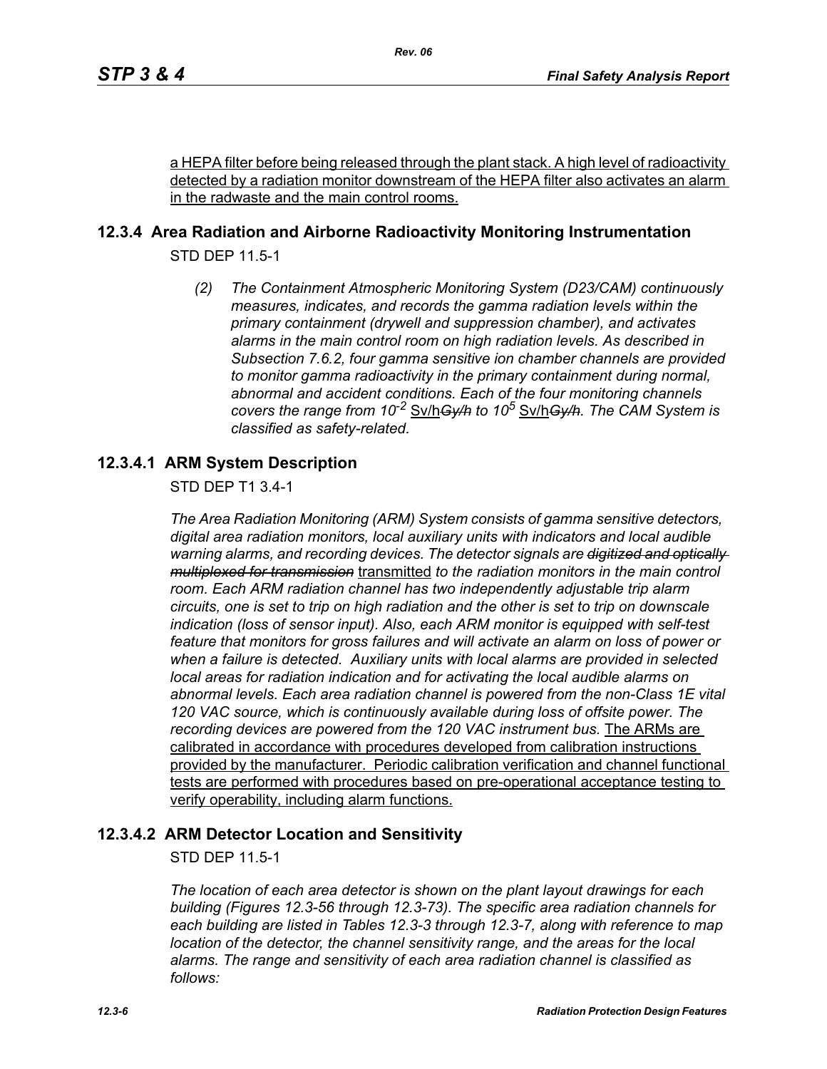a HEPA filter before being released through the plant stack. A high level of radioactivity detected by a radiation monitor downstream of the HEPA filter also activates an alarm in the radwaste and the main control rooms.

## 12.3.4 Area Radiation and Airborne Radioactivity Monitoring Instrumentation

STD DEP 11.5-1

*(2) The Containment Atmospheric Monitoring System (D23/CAM) continuously measures, indicates, and records the gamma radiation levels within the primary containment (drywell and suppression chamber), and activates alarms in the main control room on high radiation levels. As described in Subsection 7.6.2, four gamma sensitive ion chamber channels are provided to monitor gamma radioactivity in the primary containment during normal, abnormal and accident conditions. Each of the four monitoring channels covers the range from* $10^{-2}$ Sv/h~~*Gy/h*~~ *to* $10^{5}$ Sv/h~~*Gy/h*~~*. The CAM System is classified as safety-related.*

### 12.3.4.1 ARM System Description

STD DEP T1 3.4-1

*The Area Radiation Monitoring (ARM) System consists of gamma sensitive detectors, digital area radiation monitors, local auxiliary units with indicators and local audible warning alarms, and recording devices. The detector signals are* ~~*digitized and optically multiplexed for transmission*~~ transmitted *to the radiation monitors in the main control room. Each ARM radiation channel has two independently adjustable trip alarm circuits, one is set to trip on high radiation and the other is set to trip on downscale indication (loss of sensor input). Also, each ARM monitor is equipped with self-test feature that monitors for gross failures and will activate an alarm on loss of power or when a failure is detected. Auxiliary units with local alarms are provided in selected local areas for radiation indication and for activating the local audible alarms on abnormal levels. Each area radiation channel is powered from the non-Class 1E vital 120 VAC source, which is continuously available during loss of offsite power. The recording devices are powered from the 120 VAC instrument bus.* The ARMs are calibrated in accordance with procedures developed from calibration instructions provided by the manufacturer. Periodic calibration verification and channel functional tests are performed with procedures based on pre-operational acceptance testing to verify operability, including alarm functions.

### 12.3.4.2 ARM Detector Location and Sensitivity

STD DEP 11.5-1

*The location of each area detector is shown on the plant layout drawings for each building (Figures 12.3-56 through 12.3-73). The specific area radiation channels for each building are listed in Tables 12.3-3 through 12.3-7, along with reference to map location of the detector, the channel sensitivity range, and the areas for the local alarms. The range and sensitivity of each area radiation channel is classified as follows:*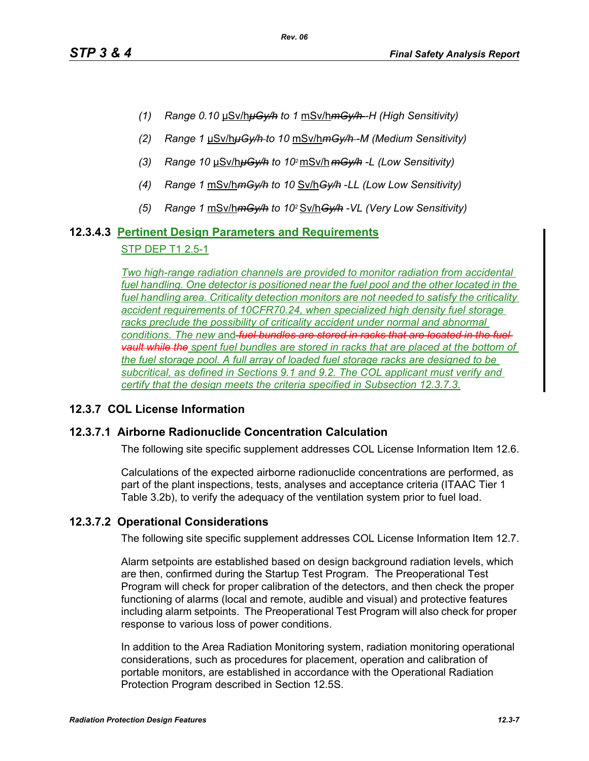(1) *Range 0.10* μSv/h~~μGy/h~~ *to 1* mSv/h~~mGy/h~~ *-H (High Sensitivity)*

(2) *Range 1* μSv/h~~μGy/h~~ *to 10* mSv/h~~mGy/h~~ *-M (Medium Sensitivity)*

(3) *Range 10* μSv/h~~μGy/h~~ *to* $10^2$ mSv/h ~~mGy/h~~ *-L (Low Sensitivity)*

(4) *Range 1* mSv/h~~mGy/h~~ *to 10* Sv/h~~Gy/h~~ *-LL (Low Low Sensitivity)*

(5) *Range 1* mSv/h~~mGy/h~~ *to* $10^2$ Sv/h~~Gy/h~~ *-VL (Very Low Sensitivity)*

### 12.3.4.3 Pertinent Design Parameters and Requirements

STP DEP T1 2.5-1

*Two high-range radiation channels are provided to monitor radiation from accidental fuel handling. One detector is positioned near the fuel pool and the other located in the fuel handling area. Criticality detection monitors are not needed to satisfy the criticality accident requirements of 10CFR70.24, when specialized high density fuel storage racks preclude the possibility of criticality accident under normal and abnormal conditions. The new* and ~~*fuel bundles are stored in racks that are located in the fuel vault while the*~~ *spent fuel bundles are stored in racks that are placed at the bottom of the fuel storage pool. A full array of loaded fuel storage racks are designed to be subcritical, as defined in Sections 9.1 and 9.2. The COL applicant must verify and certify that the design meets the criteria specified in Subsection 12.3.7.3.*

## 12.3.7 COL License Information

### 12.3.7.1 Airborne Radionuclide Concentration Calculation

The following site specific supplement addresses COL License Information Item 12.6.

Calculations of the expected airborne radionuclide concentrations are performed, as part of the plant inspections, tests, analyses and acceptance criteria (ITAAC Tier 1 Table 3.2b), to verify the adequacy of the ventilation system prior to fuel load.

### 12.3.7.2 Operational Considerations

The following site specific supplement addresses COL License Information Item 12.7.

Alarm setpoints are established based on design background radiation levels, which are then, confirmed during the Startup Test Program. The Preoperational Test Program will check for proper calibration of the detectors, and then check the proper functioning of alarms (local and remote, audible and visual) and protective features including alarm setpoints. The Preoperational Test Program will also check for proper response to various loss of power conditions.

In addition to the Area Radiation Monitoring system, radiation monitoring operational considerations, such as procedures for placement, operation and calibration of portable monitors, are established in accordance with the Operational Radiation Protection Program described in Section 12.5S.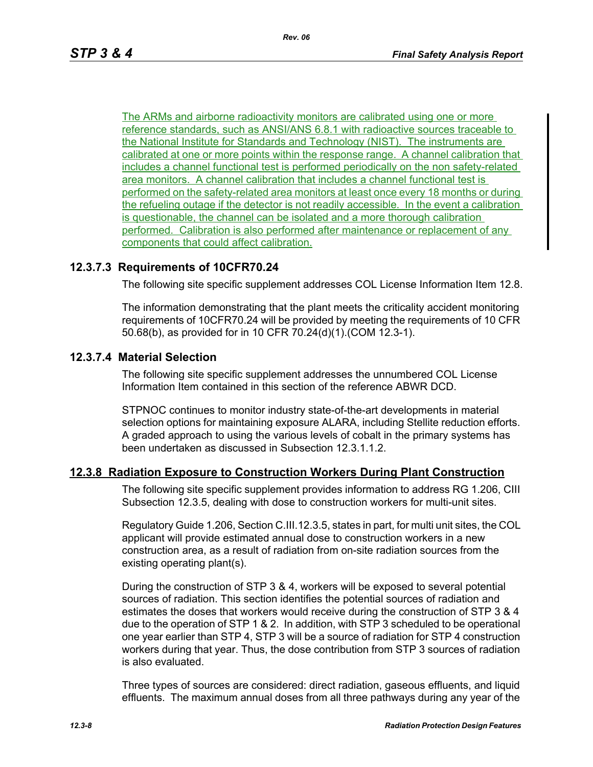The ARMs and airborne radioactivity monitors are calibrated using one or more reference standards, such as ANSI/ANS 6.8.1 with radioactive sources traceable to the National Institute for Standards and Technology (NIST). The instruments are calibrated at one or more points within the response range. A channel calibration that includes a channel functional test is performed periodically on the non safety-related area monitors. A channel calibration that includes a channel functional test is performed on the safety-related area monitors at least once every 18 months or during the refueling outage if the detector is not readily accessible. In the event a calibration is questionable, the channel can be isolated and a more thorough calibration performed. Calibration is also performed after maintenance or replacement of any components that could affect calibration.

### 12.3.7.3 Requirements of 10CFR70.24

The following site specific supplement addresses COL License Information Item 12.8.

The information demonstrating that the plant meets the criticality accident monitoring requirements of 10CFR70.24 will be provided by meeting the requirements of 10 CFR 50.68(b), as provided for in 10 CFR 70.24(d)(1).(COM 12.3-1).

### 12.3.7.4 Material Selection

The following site specific supplement addresses the unnumbered COL License Information Item contained in this section of the reference ABWR DCD.

STPNOC continues to monitor industry state-of-the-art developments in material selection options for maintaining exposure ALARA, including Stellite reduction efforts. A graded approach to using the various levels of cobalt in the primary systems has been undertaken as discussed in Subsection 12.3.1.1.2.

## 12.3.8 Radiation Exposure to Construction Workers During Plant Construction

The following site specific supplement provides information to address RG 1.206, CIII Subsection 12.3.5, dealing with dose to construction workers for multi-unit sites.

Regulatory Guide 1.206, Section C.III.12.3.5, states in part, for multi unit sites, the COL applicant will provide estimated annual dose to construction workers in a new construction area, as a result of radiation from on-site radiation sources from the existing operating plant(s).

During the construction of STP 3 & 4, workers will be exposed to several potential sources of radiation. This section identifies the potential sources of radiation and estimates the doses that workers would receive during the construction of STP 3 & 4 due to the operation of STP 1 & 2. In addition, with STP 3 scheduled to be operational one year earlier than STP 4, STP 3 will be a source of radiation for STP 4 construction workers during that year. Thus, the dose contribution from STP 3 sources of radiation is also evaluated.

Three types of sources are considered: direct radiation, gaseous effluents, and liquid effluents. The maximum annual doses from all three pathways during any year of the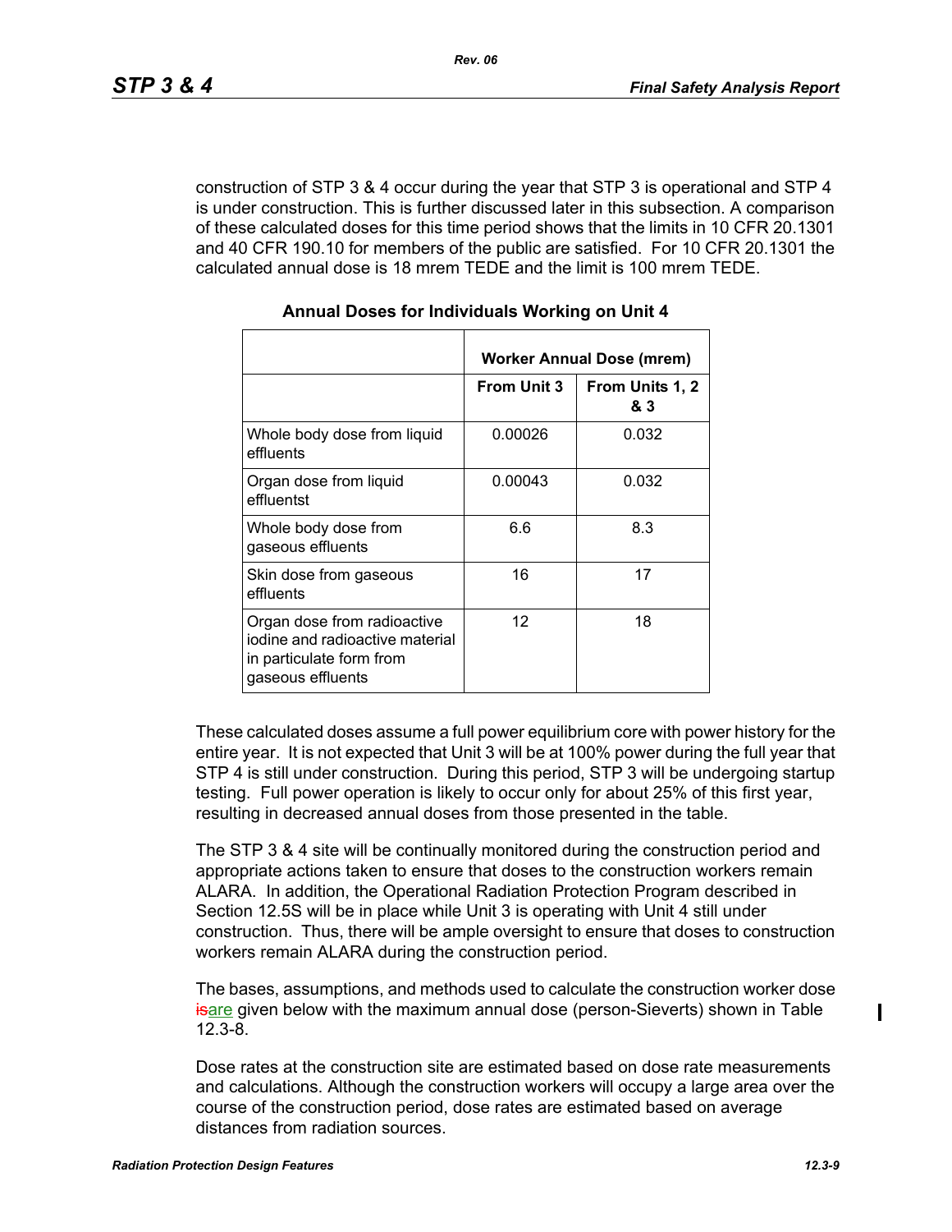construction of STP 3 & 4 occur during the year that STP 3 is operational and STP 4 is under construction. This is further discussed later in this subsection. A comparison of these calculated doses for this time period shows that the limits in 10 CFR 20.1301 and 40 CFR 190.10 for members of the public are satisfied. For 10 CFR 20.1301 the calculated annual dose is 18 mrem TEDE and the limit is 100 mrem TEDE.

**Annual Doses for Individuals Working on Unit 4**

| | Worker Annual Dose (mrem) | |
|---|---|---|
| | **From Unit 3** | **From Units 1, 2 & 3** |
| Whole body dose from liquid effluents | 0.00026 | 0.032 |
| Organ dose from liquid effluentst | 0.00043 | 0.032 |
| Whole body dose from gaseous effluents | 6.6 | 8.3 |
| Skin dose from gaseous effluents | 16 | 17 |
| Organ dose from radioactive iodine and radioactive material in particulate form from gaseous effluents | 12 | 18 |

These calculated doses assume a full power equilibrium core with power history for the entire year. It is not expected that Unit 3 will be at 100% power during the full year that STP 4 is still under construction. During this period, STP 3 will be undergoing startup testing. Full power operation is likely to occur only for about 25% of this first year, resulting in decreased annual doses from those presented in the table.

The STP 3 & 4 site will be continually monitored during the construction period and appropriate actions taken to ensure that doses to the construction workers remain ALARA. In addition, the Operational Radiation Protection Program described in Section 12.5S will be in place while Unit 3 is operating with Unit 4 still under construction. Thus, there will be ample oversight to ensure that doses to construction workers remain ALARA during the construction period.

The bases, assumptions, and methods used to calculate the construction worker dose ~~is~~are given below with the maximum annual dose (person-Sieverts) shown in Table 12.3-8.

Dose rates at the construction site are estimated based on dose rate measurements and calculations. Although the construction workers will occupy a large area over the course of the construction period, dose rates are estimated based on average distances from radiation sources.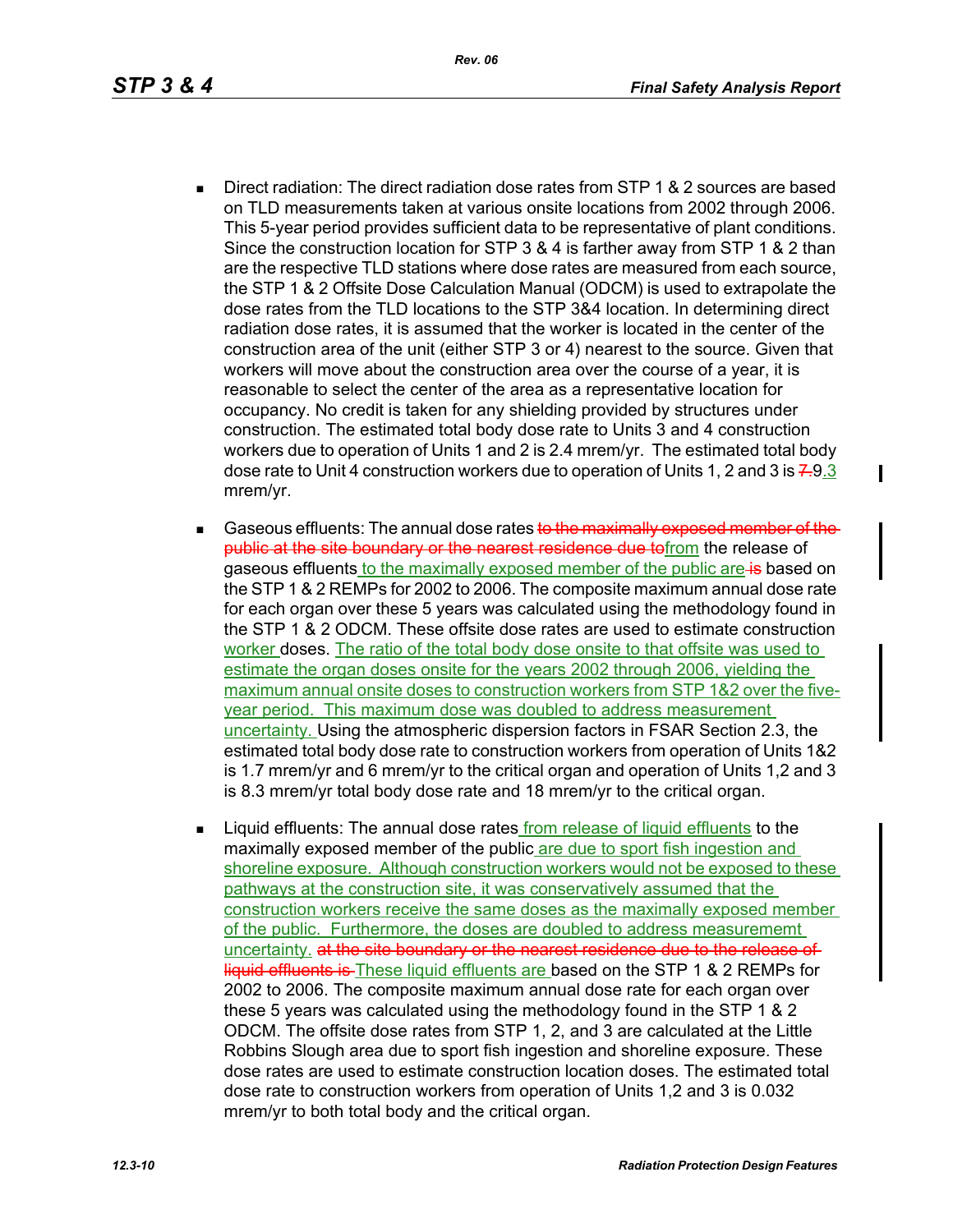- Direct radiation: The direct radiation dose rates from STP 1 & 2 sources are based on TLD measurements taken at various onsite locations from 2002 through 2006. This 5-year period provides sufficient data to be representative of plant conditions. Since the construction location for STP 3 & 4 is farther away from STP 1 & 2 than are the respective TLD stations where dose rates are measured from each source, the STP 1 & 2 Offsite Dose Calculation Manual (ODCM) is used to extrapolate the dose rates from the TLD locations to the STP 3&4 location. In determining direct radiation dose rates, it is assumed that the worker is located in the center of the construction area of the unit (either STP 3 or 4) nearest to the source. Given that workers will move about the construction area over the course of a year, it is reasonable to select the center of the area as a representative location for occupancy. No credit is taken for any shielding provided by structures under construction. The estimated total body dose rate to Units 3 and 4 construction workers due to operation of Units 1 and 2 is 2.4 mrem/yr. The estimated total body dose rate to Unit 4 construction workers due to operation of Units 1, 2 and 3 is ~~7.~~9.3 mrem/yr.

- Gaseous effluents: The annual dose rates ~~to the maximally exposed member of the public at the site boundary or the nearest residence due to~~from the release of gaseous effluents to the maximally exposed member of the public are ~~is~~ based on the STP 1 & 2 REMPs for 2002 to 2006. The composite maximum annual dose rate for each organ over these 5 years was calculated using the methodology found in the STP 1 & 2 ODCM. These offsite dose rates are used to estimate construction worker doses. The ratio of the total body dose onsite to that offsite was used to estimate the organ doses onsite for the years 2002 through 2006, yielding the maximum annual onsite doses to construction workers from STP 1&2 over the five-year period. This maximum dose was doubled to address measurement uncertainty. Using the atmospheric dispersion factors in FSAR Section 2.3, the estimated total body dose rate to construction workers from operation of Units 1&2 is 1.7 mrem/yr and 6 mrem/yr to the critical organ and operation of Units 1,2 and 3 is 8.3 mrem/yr total body dose rate and 18 mrem/yr to the critical organ.

- Liquid effluents: The annual dose rates from release of liquid effluents to the maximally exposed member of the public are due to sport fish ingestion and shoreline exposure. Although construction workers would not be exposed to these pathways at the construction site, it was conservatively assumed that the construction workers receive the same doses as the maximally exposed member of the public. Furthermore, the doses are doubled to address measuremenmt uncertainty. ~~at the site boundary or the nearest residence due to the release of liquid effluents is~~ These liquid effluents are based on the STP 1 & 2 REMPs for 2002 to 2006. The composite maximum annual dose rate for each organ over these 5 years was calculated using the methodology found in the STP 1 & 2 ODCM. The offsite dose rates from STP 1, 2, and 3 are calculated at the Little Robbins Slough area due to sport fish ingestion and shoreline exposure. These dose rates are used to estimate construction location doses. The estimated total dose rate to construction workers from operation of Units 1,2 and 3 is 0.032 mrem/yr to both total body and the critical organ.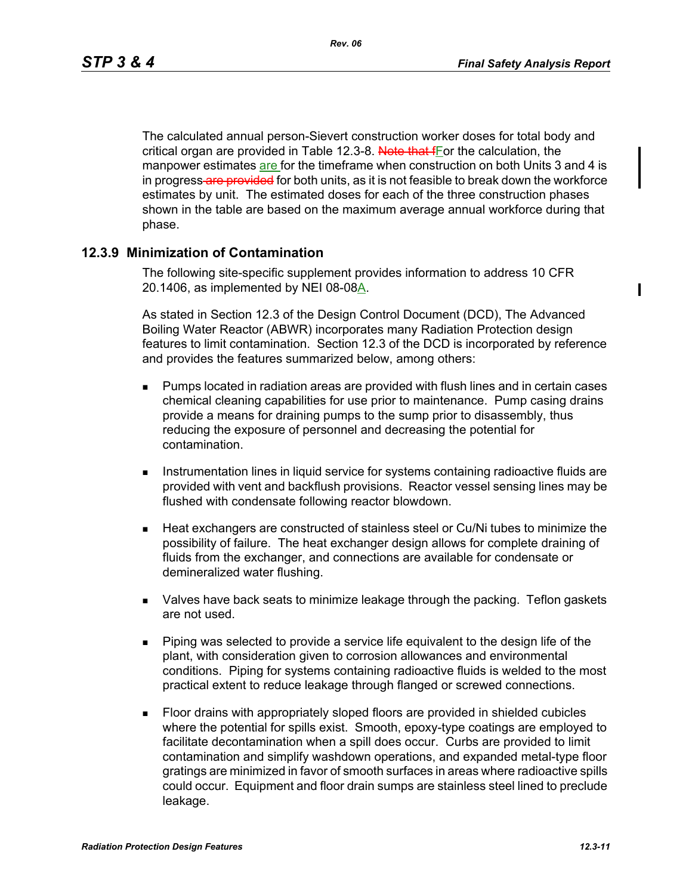The calculated annual person-Sievert construction worker doses for total body and critical organ are provided in Table 12.3-8. ~~Note that f~~For the calculation, the manpower estimates are for the timeframe when construction on both Units 3 and 4 is in progress ~~are provided~~ for both units, as it is not feasible to break down the workforce estimates by unit. The estimated doses for each of the three construction phases shown in the table are based on the maximum average annual workforce during that phase.

## 12.3.9 Minimization of Contamination

The following site-specific supplement provides information to address 10 CFR 20.1406, as implemented by NEI 08-08A.

As stated in Section 12.3 of the Design Control Document (DCD), The Advanced Boiling Water Reactor (ABWR) incorporates many Radiation Protection design features to limit contamination. Section 12.3 of the DCD is incorporated by reference and provides the features summarized below, among others:

- Pumps located in radiation areas are provided with flush lines and in certain cases chemical cleaning capabilities for use prior to maintenance. Pump casing drains provide a means for draining pumps to the sump prior to disassembly, thus reducing the exposure of personnel and decreasing the potential for contamination.
- Instrumentation lines in liquid service for systems containing radioactive fluids are provided with vent and backflush provisions. Reactor vessel sensing lines may be flushed with condensate following reactor blowdown.
- Heat exchangers are constructed of stainless steel or Cu/Ni tubes to minimize the possibility of failure. The heat exchanger design allows for complete draining of fluids from the exchanger, and connections are available for condensate or demineralized water flushing.
- Valves have back seats to minimize leakage through the packing. Teflon gaskets are not used.
- Piping was selected to provide a service life equivalent to the design life of the plant, with consideration given to corrosion allowances and environmental conditions. Piping for systems containing radioactive fluids is welded to the most practical extent to reduce leakage through flanged or screwed connections.
- Floor drains with appropriately sloped floors are provided in shielded cubicles where the potential for spills exist. Smooth, epoxy-type coatings are employed to facilitate decontamination when a spill does occur. Curbs are provided to limit contamination and simplify washdown operations, and expanded metal-type floor gratings are minimized in favor of smooth surfaces in areas where radioactive spills could occur. Equipment and floor drain sumps are stainless steel lined to preclude leakage.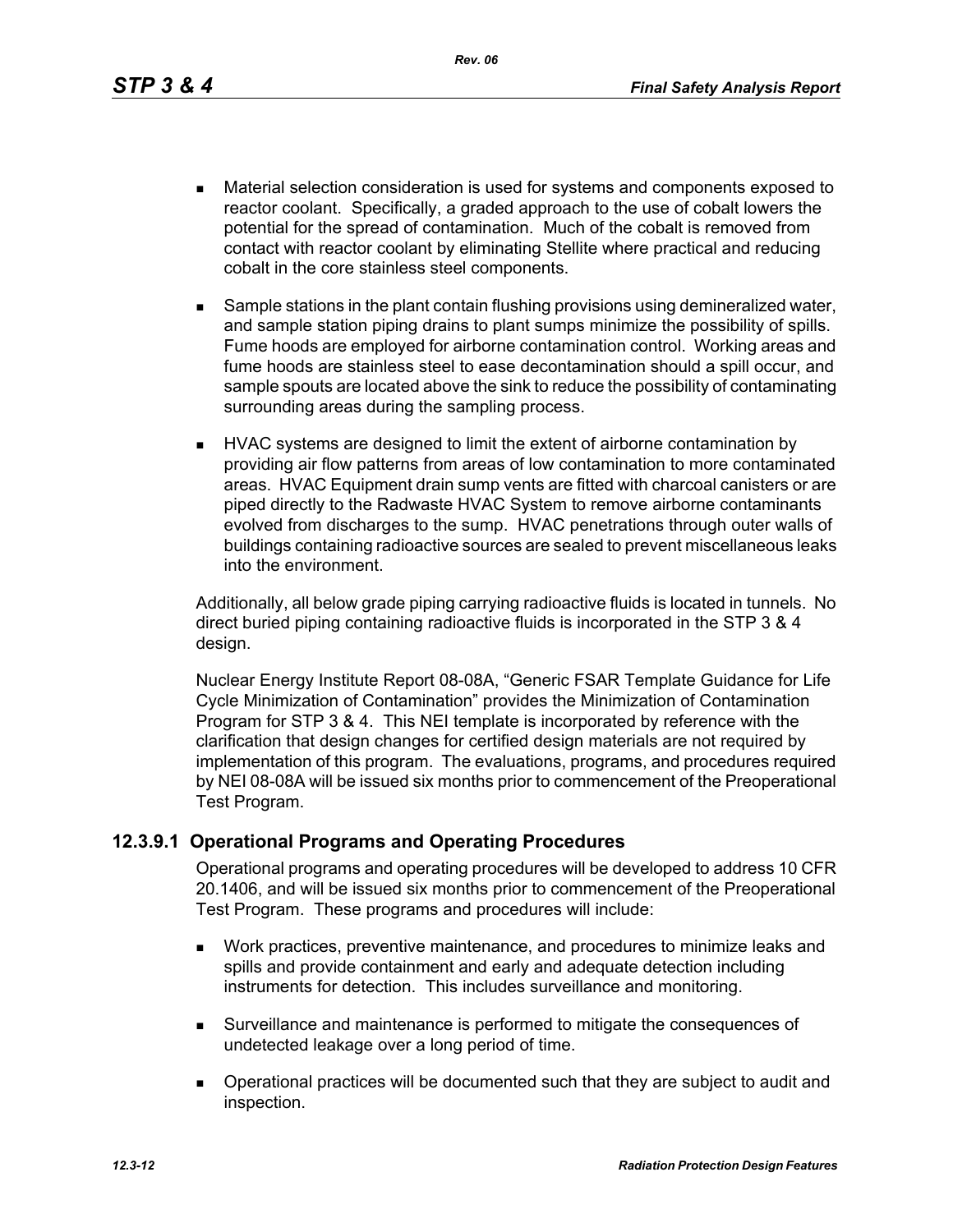- Material selection consideration is used for systems and components exposed to reactor coolant. Specifically, a graded approach to the use of cobalt lowers the potential for the spread of contamination. Much of the cobalt is removed from contact with reactor coolant by eliminating Stellite where practical and reducing cobalt in the core stainless steel components.

- Sample stations in the plant contain flushing provisions using demineralized water, and sample station piping drains to plant sumps minimize the possibility of spills. Fume hoods are employed for airborne contamination control. Working areas and fume hoods are stainless steel to ease decontamination should a spill occur, and sample spouts are located above the sink to reduce the possibility of contaminating surrounding areas during the sampling process.

- HVAC systems are designed to limit the extent of airborne contamination by providing air flow patterns from areas of low contamination to more contaminated areas. HVAC Equipment drain sump vents are fitted with charcoal canisters or are piped directly to the Radwaste HVAC System to remove airborne contaminants evolved from discharges to the sump. HVAC penetrations through outer walls of buildings containing radioactive sources are sealed to prevent miscellaneous leaks into the environment.

Additionally, all below grade piping carrying radioactive fluids is located in tunnels. No direct buried piping containing radioactive fluids is incorporated in the STP 3 & 4 design.

Nuclear Energy Institute Report 08-08A, "Generic FSAR Template Guidance for Life Cycle Minimization of Contamination" provides the Minimization of Contamination Program for STP 3 & 4. This NEI template is incorporated by reference with the clarification that design changes for certified design materials are not required by implementation of this program. The evaluations, programs, and procedures required by NEI 08-08A will be issued six months prior to commencement of the Preoperational Test Program.

### 12.3.9.1 Operational Programs and Operating Procedures

Operational programs and operating procedures will be developed to address 10 CFR 20.1406, and will be issued six months prior to commencement of the Preoperational Test Program. These programs and procedures will include:

- Work practices, preventive maintenance, and procedures to minimize leaks and spills and provide containment and early and adequate detection including instruments for detection. This includes surveillance and monitoring.

- Surveillance and maintenance is performed to mitigate the consequences of undetected leakage over a long period of time.

- Operational practices will be documented such that they are subject to audit and inspection.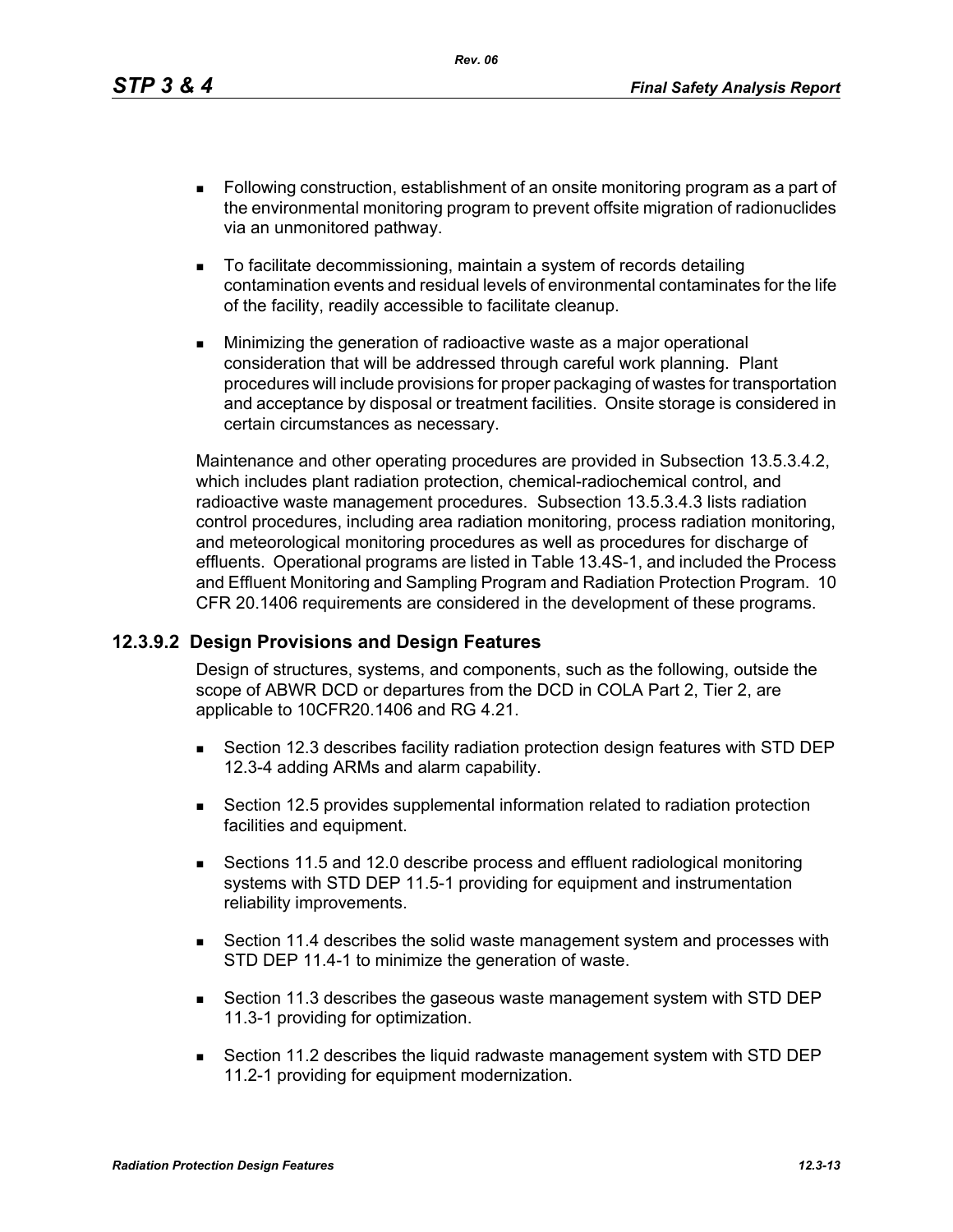- Following construction, establishment of an onsite monitoring program as a part of the environmental monitoring program to prevent offsite migration of radionuclides via an unmonitored pathway.
- To facilitate decommissioning, maintain a system of records detailing contamination events and residual levels of environmental contaminates for the life of the facility, readily accessible to facilitate cleanup.
- Minimizing the generation of radioactive waste as a major operational consideration that will be addressed through careful work planning. Plant procedures will include provisions for proper packaging of wastes for transportation and acceptance by disposal or treatment facilities. Onsite storage is considered in certain circumstances as necessary.

Maintenance and other operating procedures are provided in Subsection 13.5.3.4.2, which includes plant radiation protection, chemical-radiochemical control, and radioactive waste management procedures. Subsection 13.5.3.4.3 lists radiation control procedures, including area radiation monitoring, process radiation monitoring, and meteorological monitoring procedures as well as procedures for discharge of effluents. Operational programs are listed in Table 13.4S-1, and included the Process and Effluent Monitoring and Sampling Program and Radiation Protection Program. 10 CFR 20.1406 requirements are considered in the development of these programs.

### 12.3.9.2 Design Provisions and Design Features

Design of structures, systems, and components, such as the following, outside the scope of ABWR DCD or departures from the DCD in COLA Part 2, Tier 2, are applicable to 10CFR20.1406 and RG 4.21.

- Section 12.3 describes facility radiation protection design features with STD DEP 12.3-4 adding ARMs and alarm capability.
- Section 12.5 provides supplemental information related to radiation protection facilities and equipment.
- Sections 11.5 and 12.0 describe process and effluent radiological monitoring systems with STD DEP 11.5-1 providing for equipment and instrumentation reliability improvements.
- Section 11.4 describes the solid waste management system and processes with STD DEP 11.4-1 to minimize the generation of waste.
- Section 11.3 describes the gaseous waste management system with STD DEP 11.3-1 providing for optimization.
- Section 11.2 describes the liquid radwaste management system with STD DEP 11.2-1 providing for equipment modernization.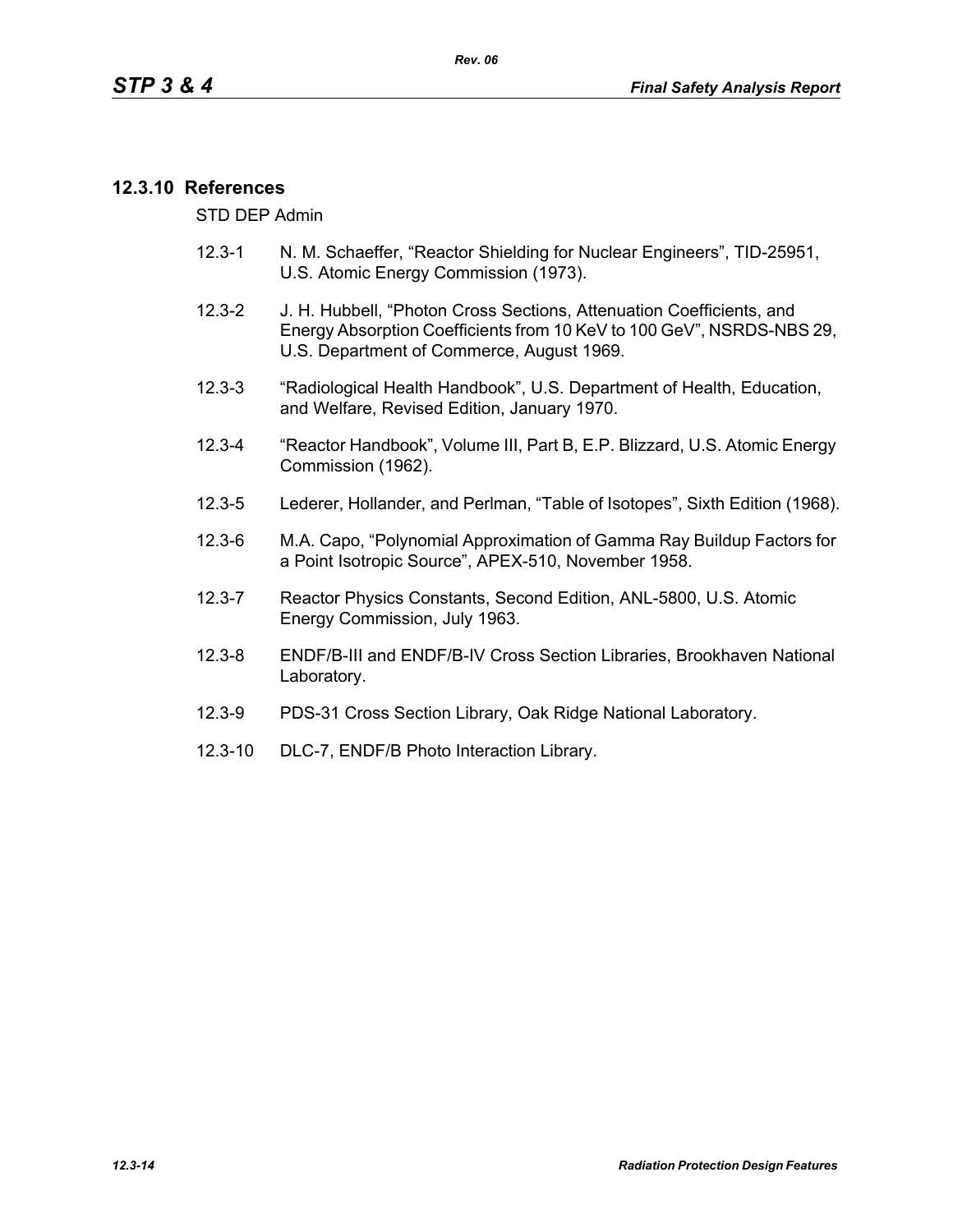### 12.3.10 References

STD DEP Admin

12.3-1 N. M. Schaeffer, “Reactor Shielding for Nuclear Engineers”, TID-25951, U.S. Atomic Energy Commission (1973).

12.3-2 J. H. Hubbell, “Photon Cross Sections, Attenuation Coefficients, and Energy Absorption Coefficients from 10 KeV to 100 GeV”, NSRDS-NBS 29, U.S. Department of Commerce, August 1969.

12.3-3 “Radiological Health Handbook”, U.S. Department of Health, Education, and Welfare, Revised Edition, January 1970.

12.3-4 “Reactor Handbook”, Volume III, Part B, E.P. Blizzard, U.S. Atomic Energy Commission (1962).

12.3-5 Lederer, Hollander, and Perlman, “Table of Isotopes”, Sixth Edition (1968).

12.3-6 M.A. Capo, “Polynomial Approximation of Gamma Ray Buildup Factors for a Point Isotropic Source”, APEX-510, November 1958.

12.3-7 Reactor Physics Constants, Second Edition, ANL-5800, U.S. Atomic Energy Commission, July 1963.

12.3-8 ENDF/B-III and ENDF/B-IV Cross Section Libraries, Brookhaven National Laboratory.

12.3-9 PDS-31 Cross Section Library, Oak Ridge National Laboratory.

12.3-10 DLC-7, ENDF/B Photo Interaction Library.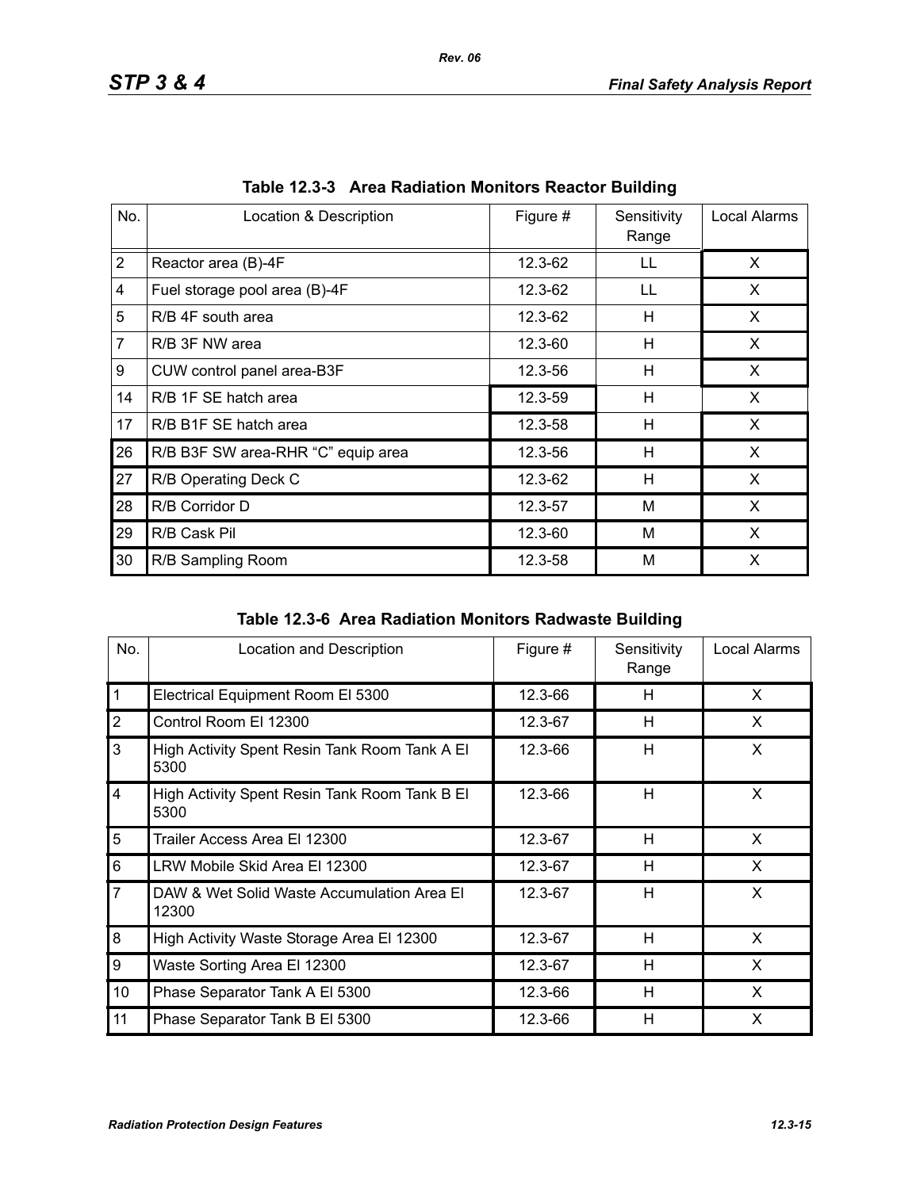**Table 12.3-3 Area Radiation Monitors Reactor Building**

| No. | Location & Description | Figure # | Sensitivity Range | Local Alarms |
|---|---|---|---|---|
| 2 | Reactor area (B)-4F | 12.3-62 | LL | X |
| 4 | Fuel storage pool area (B)-4F | 12.3-62 | LL | X |
| 5 | R/B 4F south area | 12.3-62 | H | X |
| 7 | R/B 3F NW area | 12.3-60 | H | X |
| 9 | CUW control panel area-B3F | 12.3-56 | H | X |
| 14 | R/B 1F SE hatch area | 12.3-59 | H | X |
| 17 | R/B B1F SE hatch area | 12.3-58 | H | X |
| 26 | R/B B3F SW area-RHR “C” equip area | 12.3-56 | H | X |
| 27 | R/B Operating Deck C | 12.3-62 | H | X |
| 28 | R/B Corridor D | 12.3-57 | M | X |
| 29 | R/B Cask Pil | 12.3-60 | M | X |
| 30 | R/B Sampling Room | 12.3-58 | M | X |

**Table 12.3-6 Area Radiation Monitors Radwaste Building**

| No. | Location and Description | Figure # | Sensitivity Range | Local Alarms |
|---|---|---|---|---|
| 1 | Electrical Equipment Room El 5300 | 12.3-66 | H | X |
| 2 | Control Room El 12300 | 12.3-67 | H | X |
| 3 | High Activity Spent Resin Tank Room Tank A El 5300 | 12.3-66 | H | X |
| 4 | High Activity Spent Resin Tank Room Tank B El 5300 | 12.3-66 | H | X |
| 5 | Trailer Access Area El 12300 | 12.3-67 | H | X |
| 6 | LRW Mobile Skid Area El 12300 | 12.3-67 | H | X |
| 7 | DAW & Wet Solid Waste Accumulation Area El 12300 | 12.3-67 | H | X |
| 8 | High Activity Waste Storage Area El 12300 | 12.3-67 | H | X |
| 9 | Waste Sorting Area El 12300 | 12.3-67 | H | X |
| 10 | Phase Separator Tank A El 5300 | 12.3-66 | H | X |
| 11 | Phase Separator Tank B El 5300 | 12.3-66 | H | X |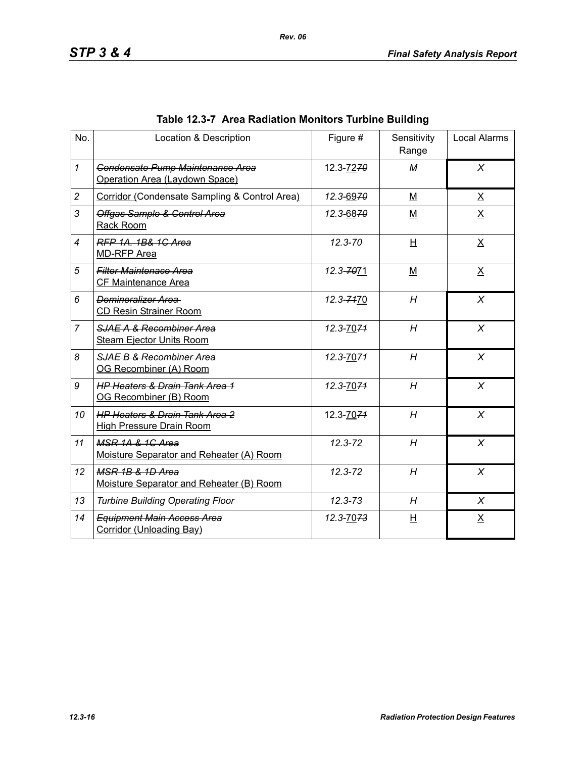**Table 12.3-7 Area Radiation Monitors Turbine Building**

| No. | Location & Description | Figure # | Sensitivity Range | Local Alarms |
|---|---|---|---|---|
| 1 | ~~Condensate Pump Maintenance Area~~ Operation Area (Laydown Space) | 12.3-72~~70~~ | M | X |
| 2 | Corridor (Condensate Sampling & Control Area) | 12.3-69~~70~~ | M | X |
| 3 | ~~Offgas Sample & Control Area~~ Rack Room | 12.3-68~~70~~ | M | X |
| 4 | ~~RFP 1A. 1B& 1C Area~~ MD-RFP Area | 12.3-70 | H | X |
| 5 | ~~Filter Maintenace Area~~ CF Maintenance Area | 12.3-~~70~~71 | M | X |
| 6 | ~~Demineralizer Area~~ CD Resin Strainer Room | 12.3-~~71~~70 | H | X |
| 7 | ~~SJAE A & Recombiner Area~~ Steam Ejector Units Room | 12.3-70~~71~~ | H | X |
| 8 | ~~SJAE B & Recombiner Area~~ OG Recombiner (A) Room | 12.3-70~~71~~ | H | X |
| 9 | ~~HP Heaters & Drain Tank Area 1~~ OG Recombiner (B) Room | 12.3-70~~71~~ | H | X |
| 10 | ~~HP Heaters & Drain Tank Area 2~~ High Pressure Drain Room | 12.3-70~~71~~ | H | X |
| 11 | ~~MSR 1A & 1C Area~~ Moisture Separator and Reheater (A) Room | 12.3-72 | H | X |
| 12 | ~~MSR 1B & 1D Area~~ Moisture Separator and Reheater (B) Room | 12.3-72 | H | X |
| 13 | Turbine Building Operating Floor | 12.3-73 | H | X |
| 14 | ~~Equipment Main Access Area~~ Corridor (Unloading Bay) | 12.3-70~~73~~ | H | X |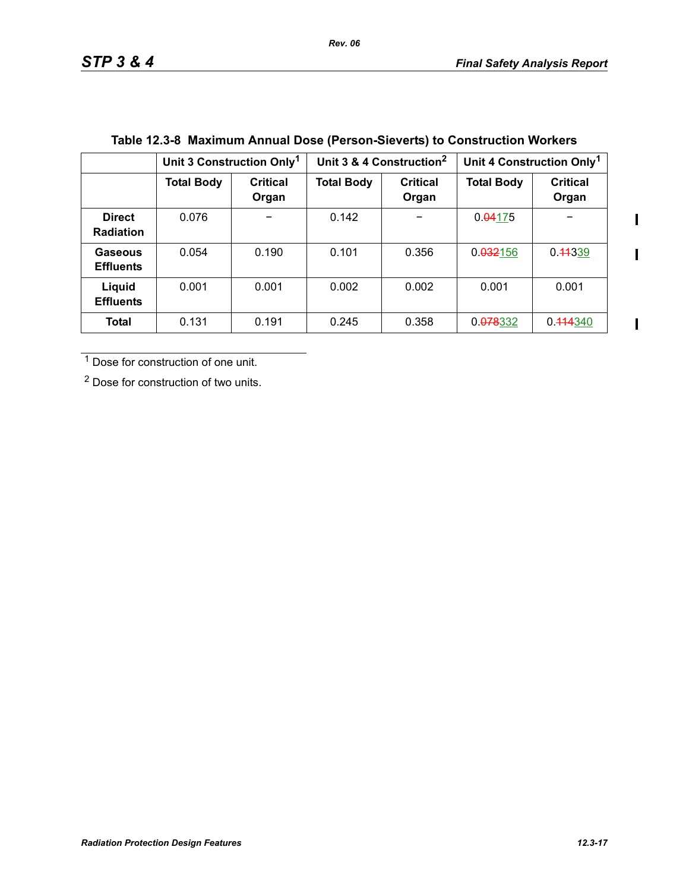**Table 12.3-8 Maximum Annual Dose (Person-Sieverts) to Construction Workers**

| | Unit 3 Construction Only[1] | | Unit 3 & 4 Construction[2] | | Unit 4 Construction Only[1] | |
|---|---|---|---|---|---|---|
| | **Total Body** | **Critical Organ** | **Total Body** | **Critical Organ** | **Total Body** | **Critical Organ** |
| **Direct Radiation** | 0.076 | – | 0.142 | – | 0.~~04~~175 | – |
| **Gaseous Effluents** | 0.054 | 0.190 | 0.101 | 0.356 | 0.~~032~~156 | 0.~~11~~339 |
| **Liquid Effluents** | 0.001 | 0.001 | 0.002 | 0.002 | 0.001 | 0.001 |
| **Total** | 0.131 | 0.191 | 0.245 | 0.358 | 0.~~078~~332 | 0.~~114~~340 |

[1] Dose for construction of one unit.

[2] Dose for construction of two units.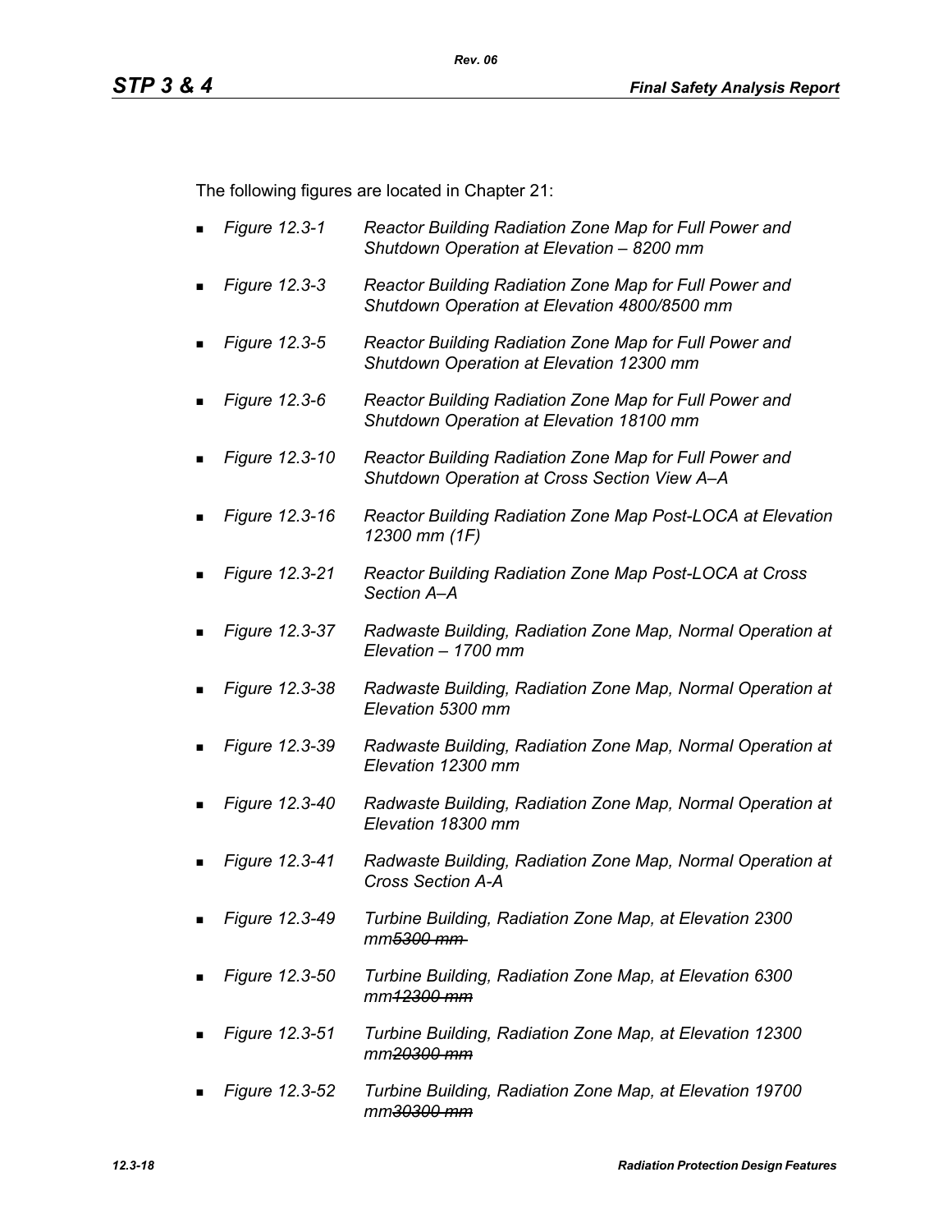The following figures are located in Chapter 21:

- *Figure 12.3-1 Reactor Building Radiation Zone Map for Full Power and Shutdown Operation at Elevation – 8200 mm*
- *Figure 12.3-3 Reactor Building Radiation Zone Map for Full Power and Shutdown Operation at Elevation 4800/8500 mm*
- *Figure 12.3-5 Reactor Building Radiation Zone Map for Full Power and Shutdown Operation at Elevation 12300 mm*
- *Figure 12.3-6 Reactor Building Radiation Zone Map for Full Power and Shutdown Operation at Elevation 18100 mm*
- *Figure 12.3-10 Reactor Building Radiation Zone Map for Full Power and Shutdown Operation at Cross Section View A–A*
- *Figure 12.3-16 Reactor Building Radiation Zone Map Post-LOCA at Elevation 12300 mm (1F)*
- *Figure 12.3-21 Reactor Building Radiation Zone Map Post-LOCA at Cross Section A–A*
- *Figure 12.3-37 Radwaste Building, Radiation Zone Map, Normal Operation at Elevation – 1700 mm*
- *Figure 12.3-38 Radwaste Building, Radiation Zone Map, Normal Operation at Elevation 5300 mm*
- *Figure 12.3-39 Radwaste Building, Radiation Zone Map, Normal Operation at Elevation 12300 mm*
- *Figure 12.3-40 Radwaste Building, Radiation Zone Map, Normal Operation at Elevation 18300 mm*
- *Figure 12.3-41 Radwaste Building, Radiation Zone Map, Normal Operation at Cross Section A-A*
- *Figure 12.3-49 Turbine Building, Radiation Zone Map, at Elevation 2300 mm~~5300 mm~~*
- *Figure 12.3-50 Turbine Building, Radiation Zone Map, at Elevation 6300 mm~~12300 mm~~*
- *Figure 12.3-51 Turbine Building, Radiation Zone Map, at Elevation 12300 mm~~20300 mm~~*
- *Figure 12.3-52 Turbine Building, Radiation Zone Map, at Elevation 19700 mm~~30300 mm~~*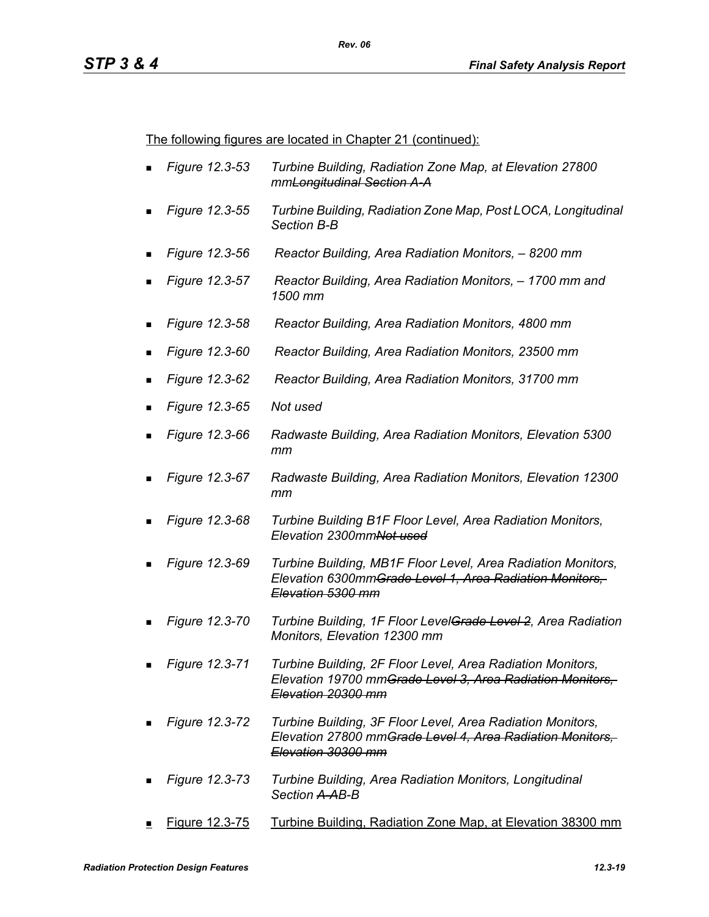The following figures are located in Chapter 21 (continued):

- *Figure 12.3-53 Turbine Building, Radiation Zone Map, at Elevation 27800 mm~~Longitudinal Section A-A~~*
- *Figure 12.3-55 Turbine Building, Radiation Zone Map, Post LOCA, Longitudinal Section B-B*
- *Figure 12.3-56 Reactor Building, Area Radiation Monitors, – 8200 mm*
- *Figure 12.3-57 Reactor Building, Area Radiation Monitors, – 1700 mm and 1500 mm*
- *Figure 12.3-58 Reactor Building, Area Radiation Monitors, 4800 mm*
- *Figure 12.3-60 Reactor Building, Area Radiation Monitors, 23500 mm*
- *Figure 12.3-62 Reactor Building, Area Radiation Monitors, 31700 mm*
- *Figure 12.3-65 Not used*
- *Figure 12.3-66 Radwaste Building, Area Radiation Monitors, Elevation 5300 mm*
- *Figure 12.3-67 Radwaste Building, Area Radiation Monitors, Elevation 12300 mm*
- *Figure 12.3-68 Turbine Building B1F Floor Level, Area Radiation Monitors, Elevation 2300mm~~Not used~~*
- *Figure 12.3-69 Turbine Building, MB1F Floor Level, Area Radiation Monitors, Elevation 6300mm~~Grade Level 1, Area Radiation Monitors, Elevation 5300 mm~~*
- *Figure 12.3-70 Turbine Building, 1F Floor Level~~Grade Level 2~~, Area Radiation Monitors, Elevation 12300 mm*
- *Figure 12.3-71 Turbine Building, 2F Floor Level, Area Radiation Monitors, Elevation 19700 mm~~Grade Level 3, Area Radiation Monitors, Elevation 20300 mm~~*
- *Figure 12.3-72 Turbine Building, 3F Floor Level, Area Radiation Monitors, Elevation 27800 mm~~Grade Level 4, Area Radiation Monitors, Elevation 30300 mm~~*
- *Figure 12.3-73 Turbine Building, Area Radiation Monitors, Longitudinal Section ~~A-A~~B-B*
- Figure 12.3-75 Turbine Building, Radiation Zone Map, at Elevation 38300 mm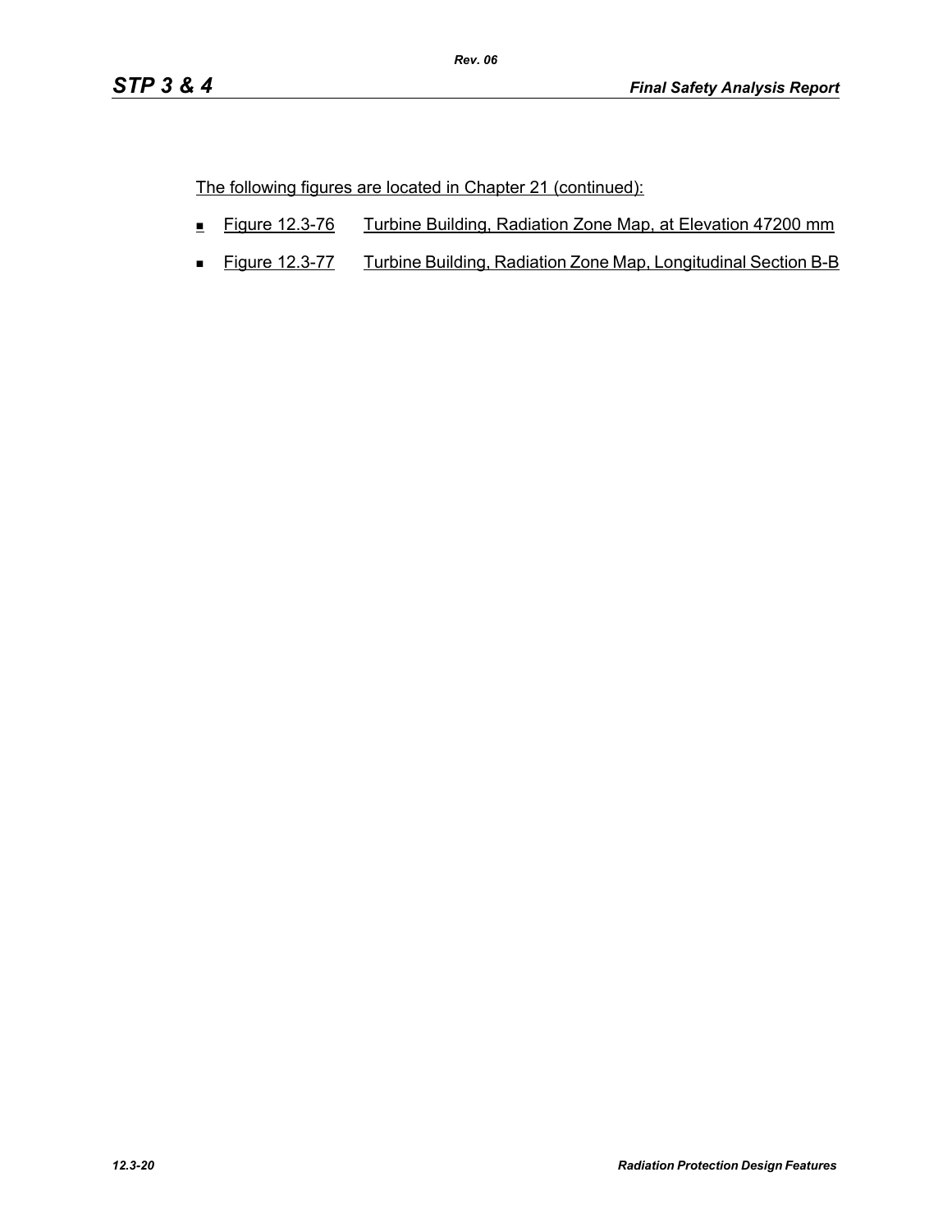The following figures are located in Chapter 21 (continued):

- Figure 12.3-76 Turbine Building, Radiation Zone Map, at Elevation 47200 mm
- Figure 12.3-77 Turbine Building, Radiation Zone Map, Longitudinal Section B-B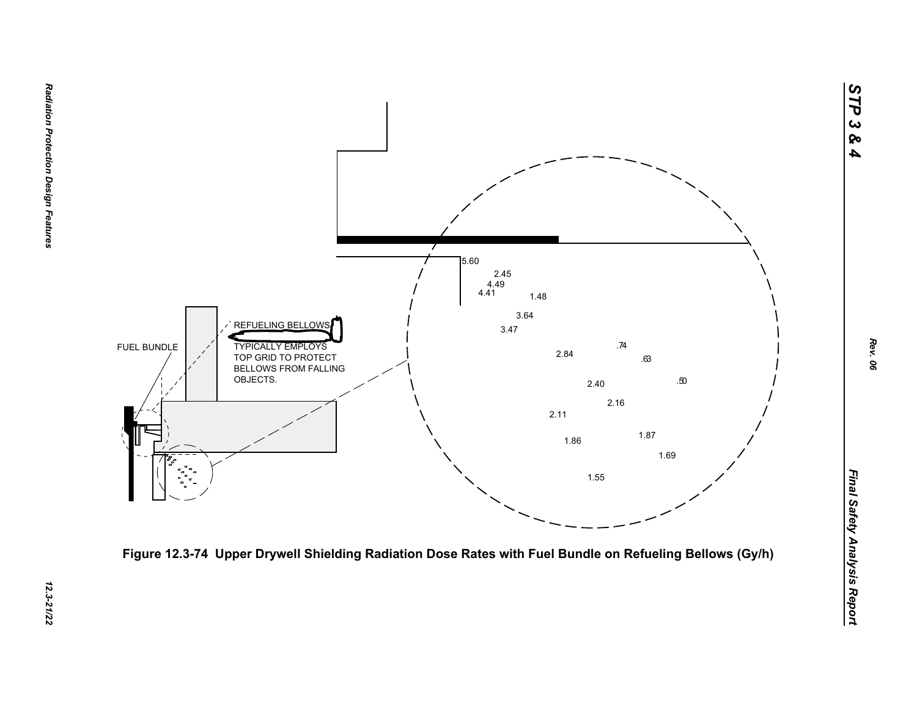5.60
2.45
4.49
4.41
1.48
3.64
3.47
.74
.63
.50
2.84
2.40
2.16
2.11
1.87
1.86
1.69
1.55

FUEL BUNDLE

REFUELING BELLOWS TYPICALLY EMPLOYS TOP GRID TO PROTECT BELLOWS FROM FALLING OBJECTS.

**Figure 12.3-74 Upper Drywell Shielding Radiation Dose Rates with Fuel Bundle on Refueling Bellows (Gy/h)**